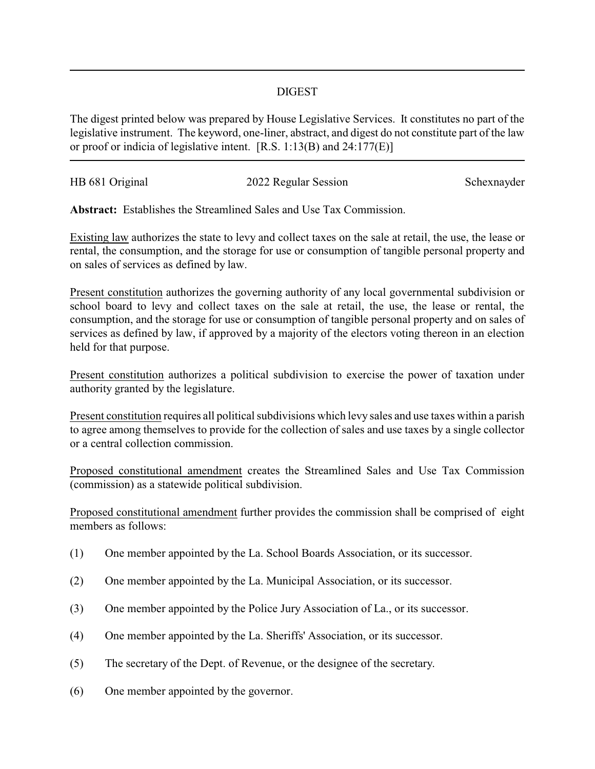# DIGEST

The digest printed below was prepared by House Legislative Services. It constitutes no part of the legislative instrument. The keyword, one-liner, abstract, and digest do not constitute part of the law or proof or indicia of legislative intent. [R.S. 1:13(B) and 24:177(E)]

---

HB 681 Original 2022 Regular Session Schexnayder

**Abstract:** Establishes the Streamlined Sales and Use Tax Commission.

Existing law authorizes the state to levy and collect taxes on the sale at retail, the use, the lease or rental, the consumption, and the storage for use or consumption of tangible personal property and on sales of services as defined by law.

Present constitution authorizes the governing authority of any local governmental subdivision or school board to levy and collect taxes on the sale at retail, the use, the lease or rental, the consumption, and the storage for use or consumption of tangible personal property and on sales of services as defined by law, if approved by a majority of the electors voting thereon in an election held for that purpose.

Present constitution authorizes a political subdivision to exercise the power of taxation under authority granted by the legislature.

Present constitution requires all political subdivisions which levy sales and use taxes within a parish to agree among themselves to provide for the collection of sales and use taxes by a single collector or a central collection commission.

Proposed constitutional amendment creates the Streamlined Sales and Use Tax Commission (commission) as a statewide political subdivision.

Proposed constitutional amendment further provides the commission shall be comprised of eight members as follows:

(1) One member appointed by the La. School Boards Association, or its successor.

(2) One member appointed by the La. Municipal Association, or its successor.

(3) One member appointed by the Police Jury Association of La., or its successor.

(4) One member appointed by the La. Sheriffs' Association, or its successor.

(5) The secretary of the Dept. of Revenue, or the designee of the secretary.

(6) One member appointed by the governor.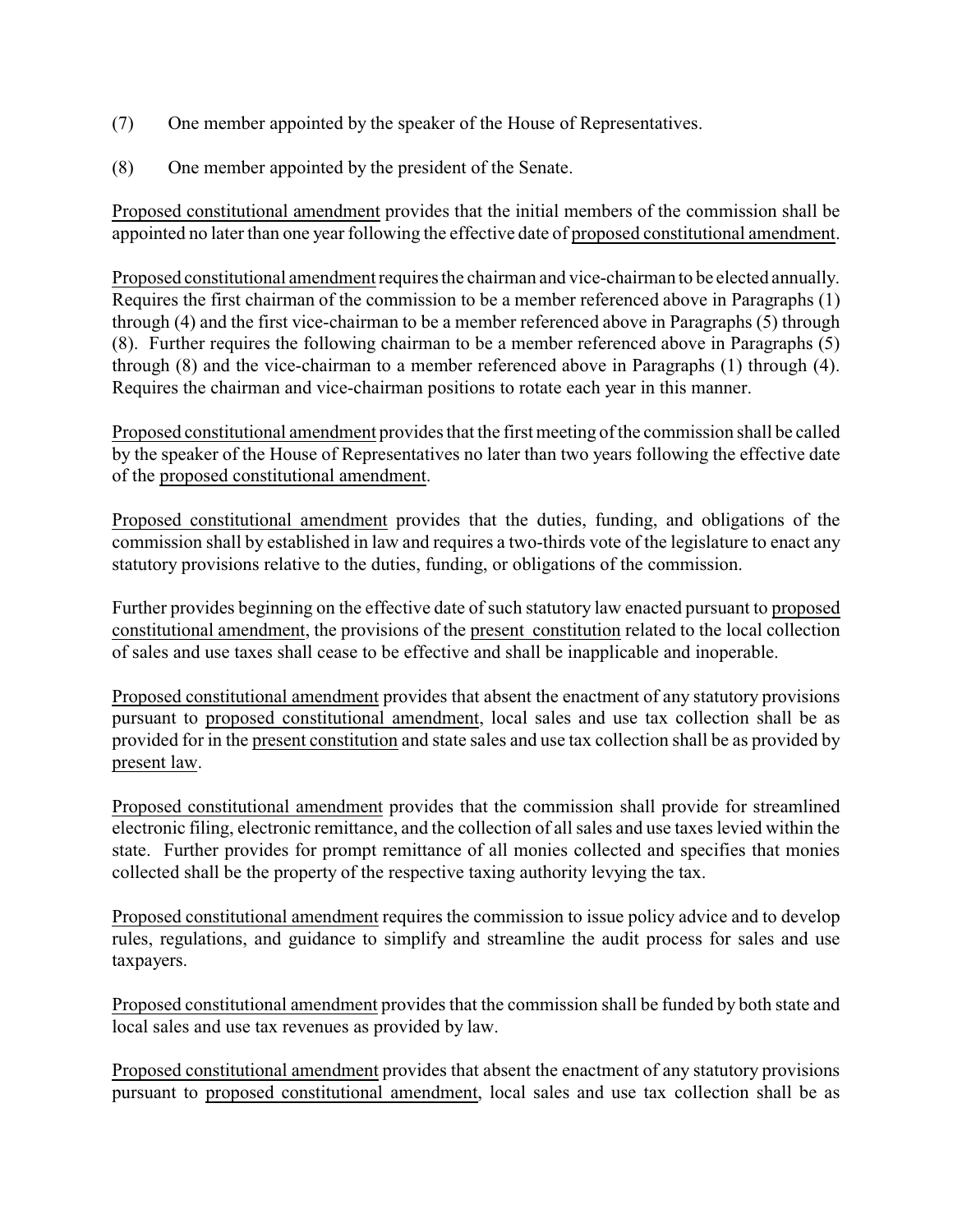(7) One member appointed by the speaker of the House of Representatives.

(8) One member appointed by the president of the Senate.

Proposed constitutional amendment provides that the initial members of the commission shall be appointed no later than one year following the effective date of proposed constitutional amendment.

Proposed constitutional amendment requires the chairman and vice-chairman to be elected annually. Requires the first chairman of the commission to be a member referenced above in Paragraphs (1) through (4) and the first vice-chairman to be a member referenced above in Paragraphs (5) through (8). Further requires the following chairman to be a member referenced above in Paragraphs (5) through (8) and the vice-chairman to a member referenced above in Paragraphs (1) through (4). Requires the chairman and vice-chairman positions to rotate each year in this manner.

Proposed constitutional amendment provides that the first meeting of the commission shall be called by the speaker of the House of Representatives no later than two years following the effective date of the proposed constitutional amendment.

Proposed constitutional amendment provides that the duties, funding, and obligations of the commission shall by established in law and requires a two-thirds vote of the legislature to enact any statutory provisions relative to the duties, funding, or obligations of the commission.

Further provides beginning on the effective date of such statutory law enacted pursuant to proposed constitutional amendment, the provisions of the present constitution related to the local collection of sales and use taxes shall cease to be effective and shall be inapplicable and inoperable.

Proposed constitutional amendment provides that absent the enactment of any statutory provisions pursuant to proposed constitutional amendment, local sales and use tax collection shall be as provided for in the present constitution and state sales and use tax collection shall be as provided by present law.

Proposed constitutional amendment provides that the commission shall provide for streamlined electronic filing, electronic remittance, and the collection of all sales and use taxes levied within the state. Further provides for prompt remittance of all monies collected and specifies that monies collected shall be the property of the respective taxing authority levying the tax.

Proposed constitutional amendment requires the commission to issue policy advice and to develop rules, regulations, and guidance to simplify and streamline the audit process for sales and use taxpayers.

Proposed constitutional amendment provides that the commission shall be funded by both state and local sales and use tax revenues as provided by law.

Proposed constitutional amendment provides that absent the enactment of any statutory provisions pursuant to proposed constitutional amendment, local sales and use tax collection shall be as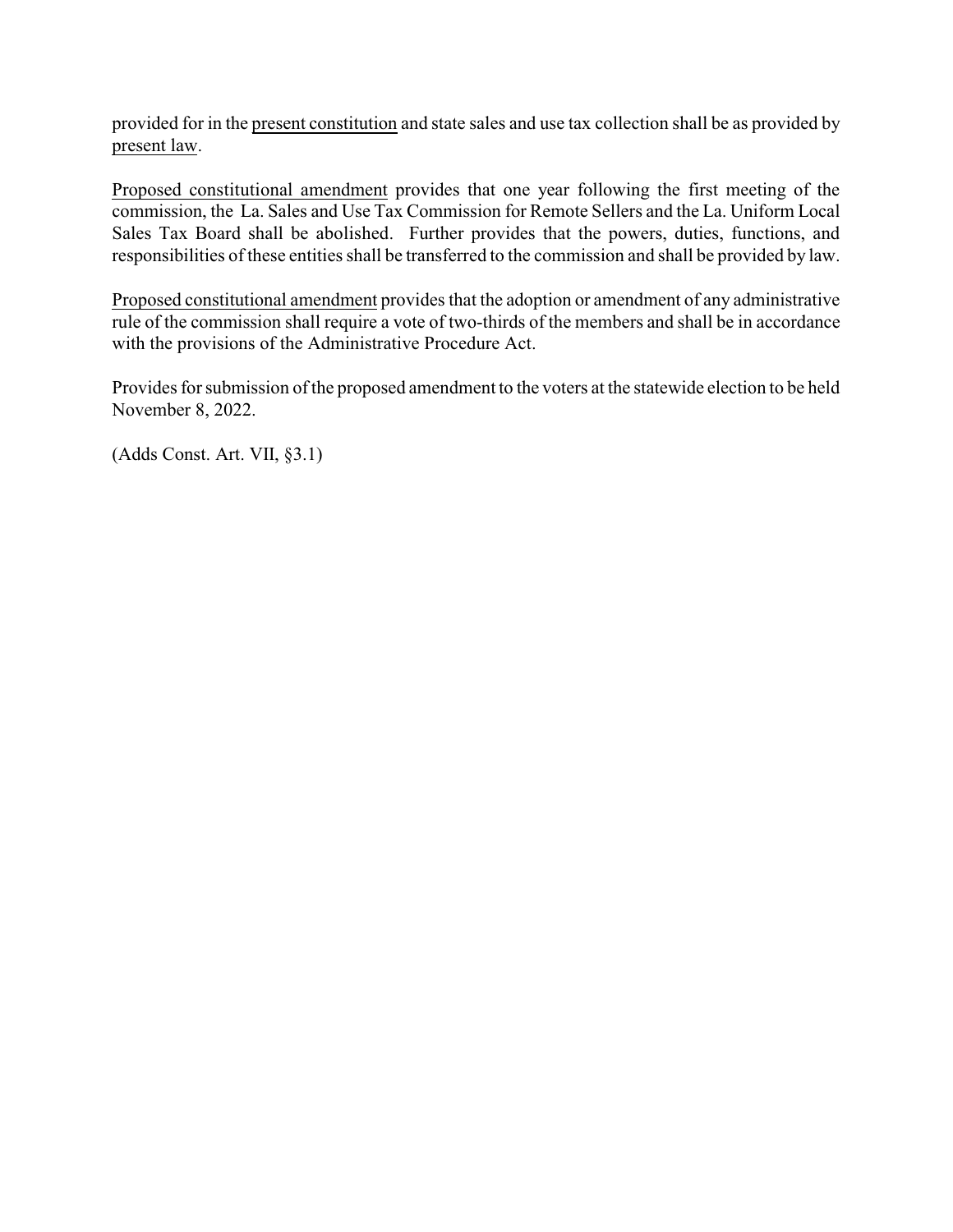provided for in the present constitution and state sales and use tax collection shall be as provided by present law.

Proposed constitutional amendment provides that one year following the first meeting of the commission, the La. Sales and Use Tax Commission for Remote Sellers and the La. Uniform Local Sales Tax Board shall be abolished. Further provides that the powers, duties, functions, and responsibilities of these entities shall be transferred to the commission and shall be provided by law.

Proposed constitutional amendment provides that the adoption or amendment of any administrative rule of the commission shall require a vote of two-thirds of the members and shall be in accordance with the provisions of the Administrative Procedure Act.

Provides for submission of the proposed amendment to the voters at the statewide election to be held November 8, 2022.

(Adds Const. Art. VII, §3.1)